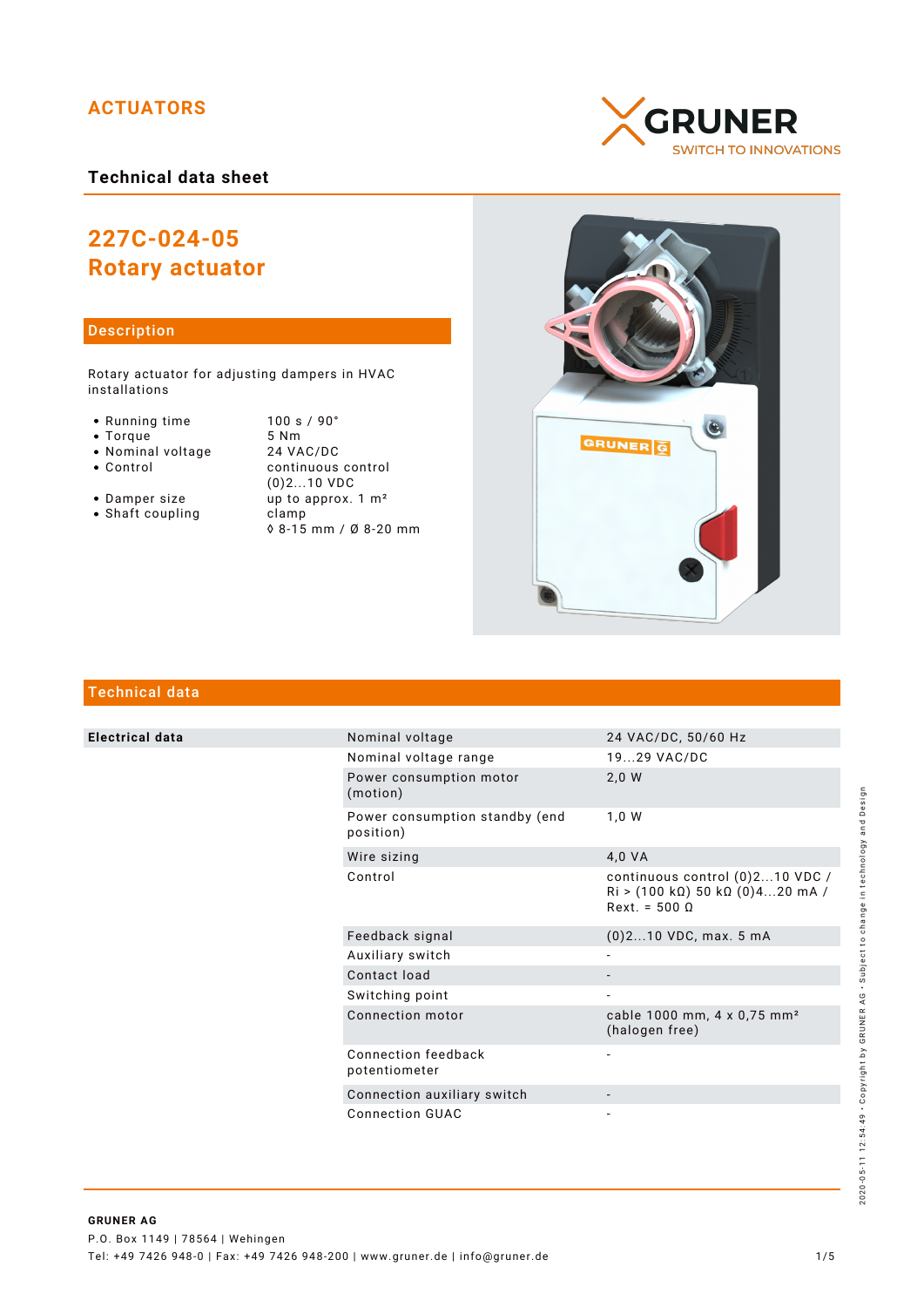# ACTUATORS

GRUNER
SWITCH TO INNOVATIONS

## Technical data sheet

# 227C-024-05
# Rotary actuator

## Description

Rotary actuator for adjusting dampers in HVAC installations

- Running time — 100 s / 90°
- Torque — 5 Nm
- Nominal voltage — 24 VAC/DC
- Control — continuous control (0)2...10 VDC
- Damper size — up to approx. 1 m²
- Shaft coupling — clamp ◊ 8-15 mm / Ø 8-20 mm

## Technical data

| | | |
|---|---|---|
| **Electrical data** | Nominal voltage | 24 VAC/DC, 50/60 Hz |
| | Nominal voltage range | 19...29 VAC/DC |
| | Power consumption motor (motion) | 2,0 W |
| | Power consumption standby (end position) | 1,0 W |
| | Wire sizing | 4,0 VA |
| | Control | continuous control (0)2...10 VDC / Ri > (100 kΩ) 50 kΩ (0)4...20 mA / Rext. = 500 Ω |
| | Feedback signal | (0)2...10 VDC, max. 5 mA |
| | Auxiliary switch | - |
| | Contact load | - |
| | Switching point | - |
| | Connection motor | cable 1000 mm, 4 x 0,75 mm² (halogen free) |
| | Connection feedback potentiometer | - |
| | Connection auxiliary switch | - |
| | Connection GUAC | - |

**GRUNER AG**
P.O. Box 1149 | 78564 | Wehingen
Tel: +49 7426 948-0 | Fax: +49 7426 948-200 | www.gruner.de | info@gruner.de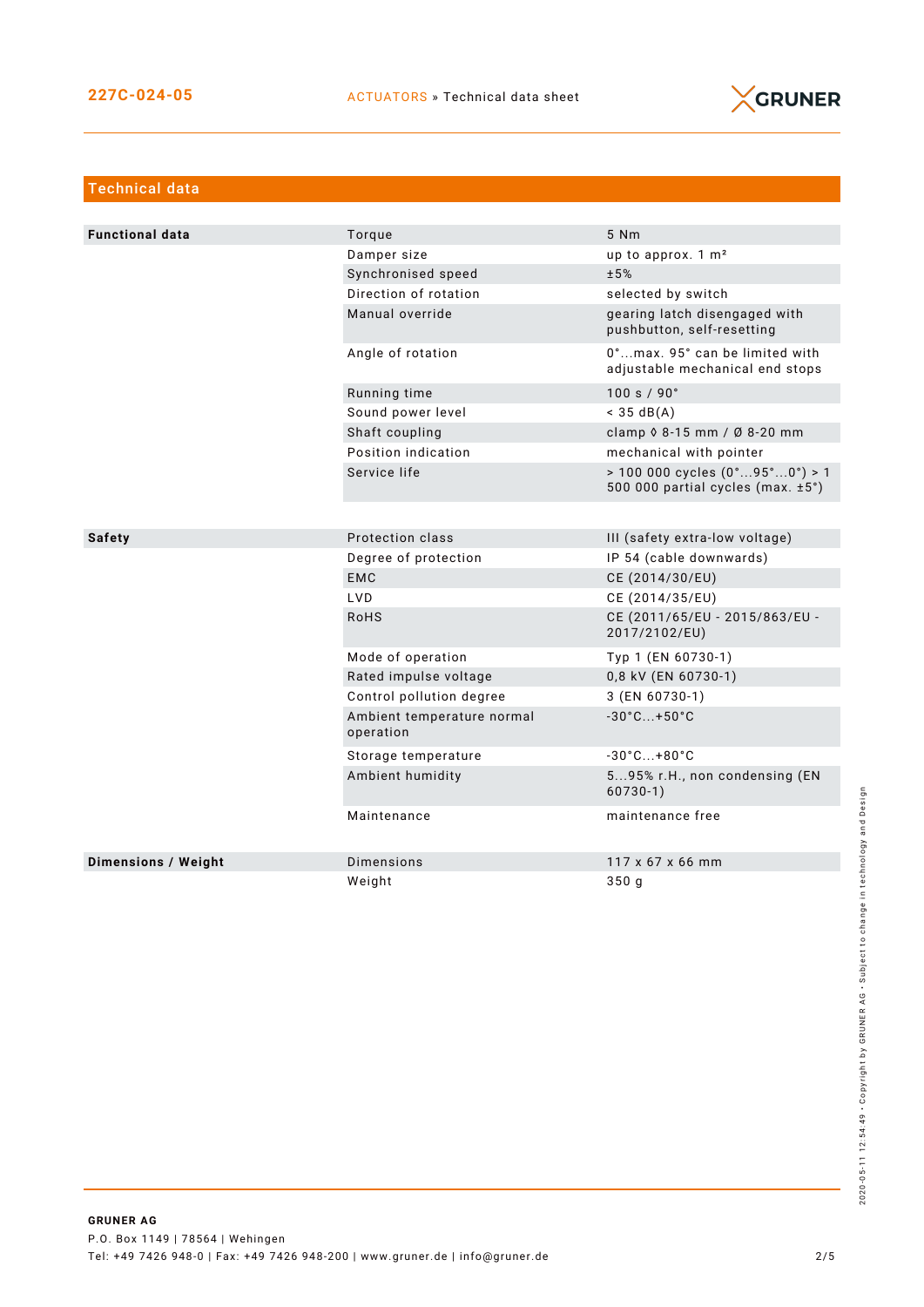## Technical data

| | | |
|---|---|---|
| **Functional data** | Torque | 5 Nm |
| | Damper size | up to approx. 1 m² |
| | Synchronised speed | ±5% |
| | Direction of rotation | selected by switch |
| | Manual override | gearing latch disengaged with pushbutton, self-resetting |
| | Angle of rotation | 0°...max. 95° can be limited with adjustable mechanical end stops |
| | Running time | 100 s / 90° |
| | Sound power level | < 35 dB(A) |
| | Shaft coupling | clamp ◊ 8-15 mm / Ø 8-20 mm |
| | Position indication | mechanical with pointer |
| | Service life | > 100 000 cycles (0°...95°...0°) > 1 500 000 partial cycles (max. ±5°) |
| **Safety** | Protection class | III (safety extra-low voltage) |
| | Degree of protection | IP 54 (cable downwards) |
| | EMC | CE (2014/30/EU) |
| | LVD | CE (2014/35/EU) |
| | RoHS | CE (2011/65/EU - 2015/863/EU - 2017/2102/EU) |
| | Mode of operation | Typ 1 (EN 60730-1) |
| | Rated impulse voltage | 0,8 kV (EN 60730-1) |
| | Control pollution degree | 3 (EN 60730-1) |
| | Ambient temperature normal operation | -30°C...+50°C |
| | Storage temperature | -30°C...+80°C |
| | Ambient humidity | 5...95% r.H., non condensing (EN 60730-1) |
| | Maintenance | maintenance free |
| **Dimensions / Weight** | Dimensions | 117 x 67 x 66 mm |
| | Weight | 350 g |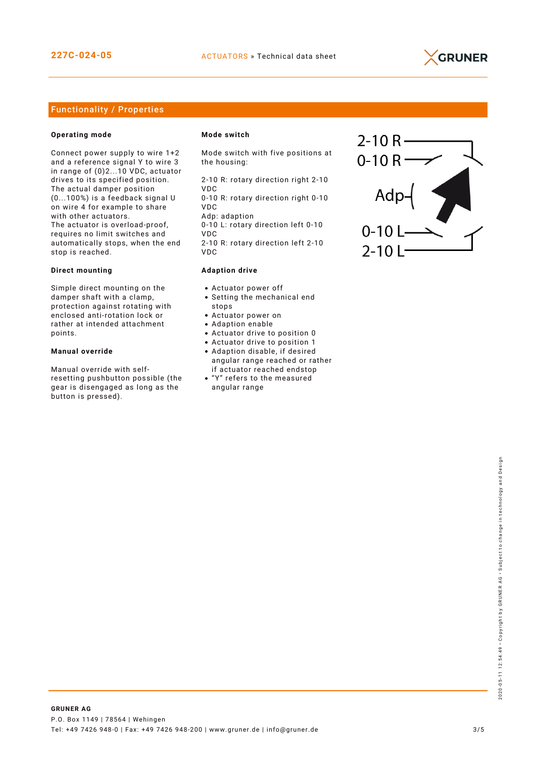## Functionality / Properties

### Operating mode

Connect power supply to wire 1+2 and a reference signal Y to wire 3 in range of (0)2...10 VDC, actuator drives to its specified position. The actual damper position (0...100%) is a feedback signal U on wire 4 for example to share with other actuators.
The actuator is overload-proof, requires no limit switches and automatically stops, when the end stop is reached.

### Direct mounting

Simple direct mounting on the damper shaft with a clamp, protection against rotating with enclosed anti-rotation lock or rather at intended attachment points.

### Manual override

Manual override with self-resetting pushbutton possible (the gear is disengaged as long as the button is pressed).

### Mode switch

Mode switch with five positions at the housing:

2-10 R: rotary direction right 2-10 VDC
0-10 R: rotary direction right 0-10 VDC
Adp: adaption
0-10 L: rotary direction left 0-10 VDC
2-10 R: rotary direction left 2-10 VDC

### Adaption drive

- Actuator power off
- Setting the mechanical end stops
- Actuator power on
- Adaption enable
- Actuator drive to position 0
- Actuator drive to position 1
- Adaption disable, if desired angular range reached or rather if actuator reached endstop
- "Y" refers to the measured angular range

2-10 R
0-10 R
Adp
0-10 L
2-10 L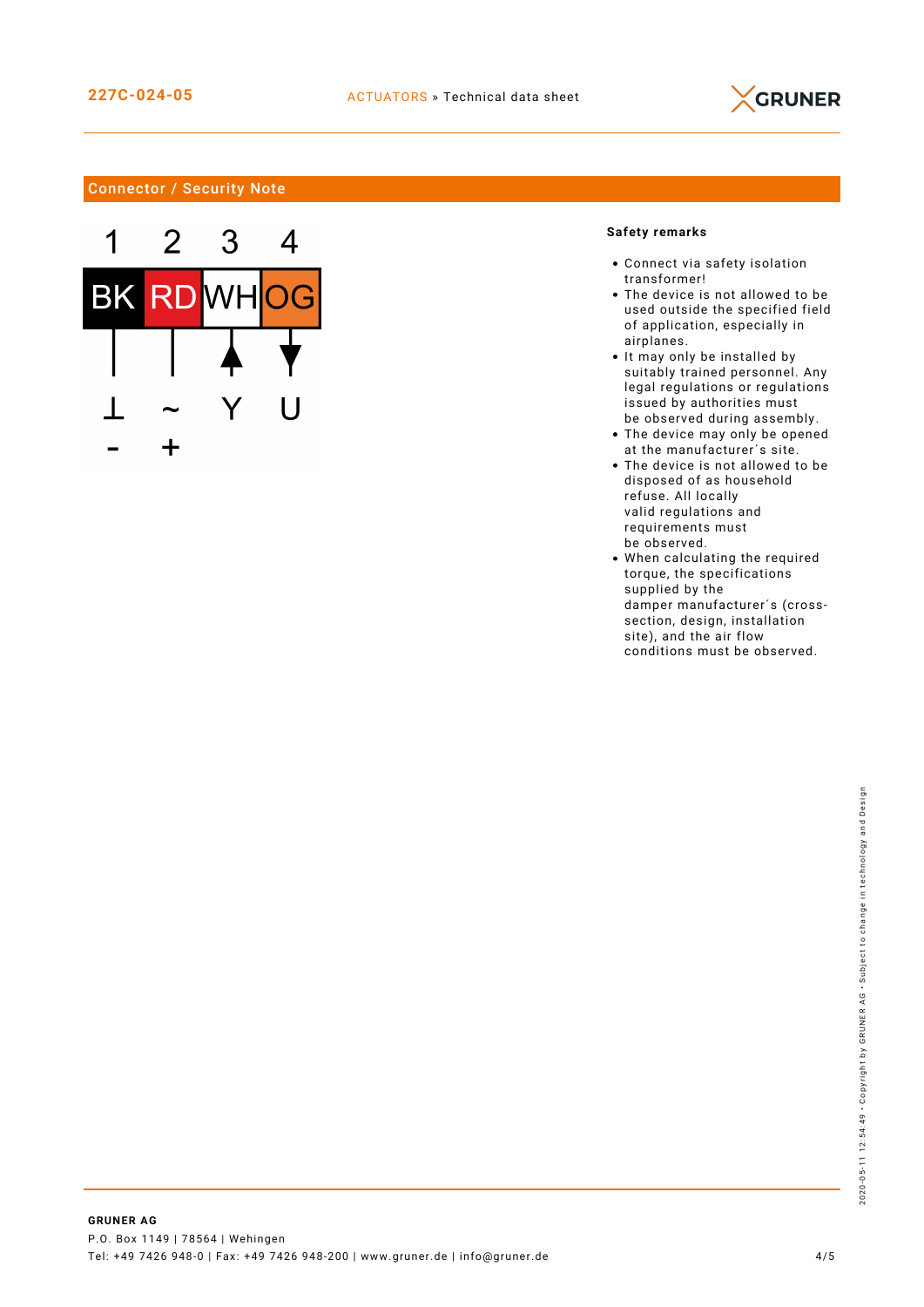## Connector / Security Note

| 1 | 2 | 3 | 4 |
|---|---|---|---|
| BK | RD | WH | OG |
| ⊥ | ~ | Y | U |
| - | + | | |

**Safety remarks**

- Connect via safety isolation transformer!
- The device is not allowed to be used outside the specified field of application, especially in airplanes.
- It may only be installed by suitably trained personnel. Any legal regulations or regulations issued by authorities must be observed during assembly.
- The device may only be opened at the manufacturer´s site.
- The device is not allowed to be disposed of as household refuse. All locally valid regulations and requirements must be observed.
- When calculating the required torque, the specifications supplied by the damper manufacturer´s (cross-section, design, installation site), and the air flow conditions must be observed.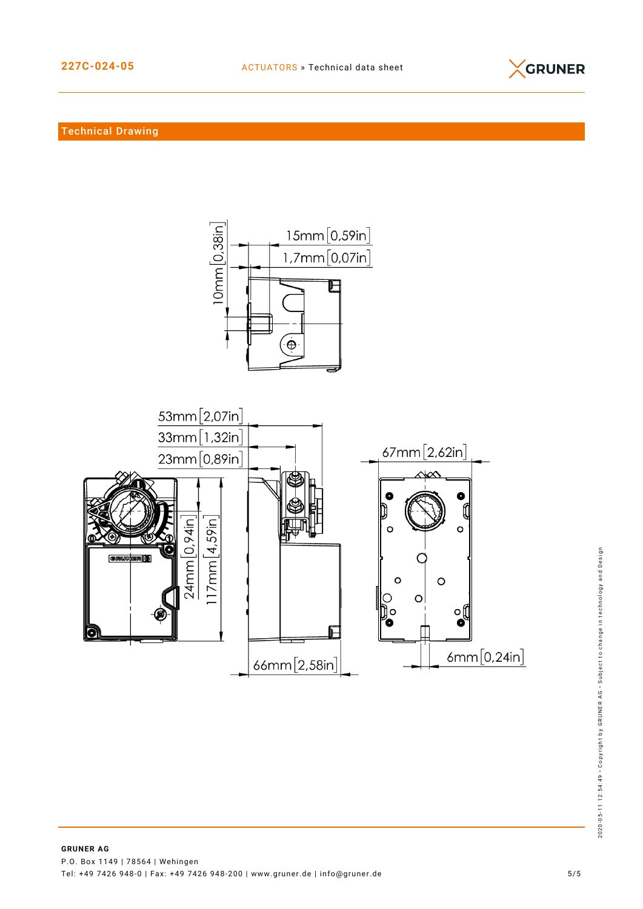## Technical Drawing

15mm [0,59in]
1,7mm [0,07in]
10mm [0,38in]

53mm [2,07in]
33mm [1,32in]
23mm [0,89in]
24mm [0,94in]
117mm [4,59in]
66mm [2,58in]
67mm [2,62in]
6mm [0,24in]

**GRUNER AG**
P.O. Box 1149 | 78564 | Wehingen
Tel: +49 7426 948-0 | Fax: +49 7426 948-200 | www.gruner.de | info@gruner.de